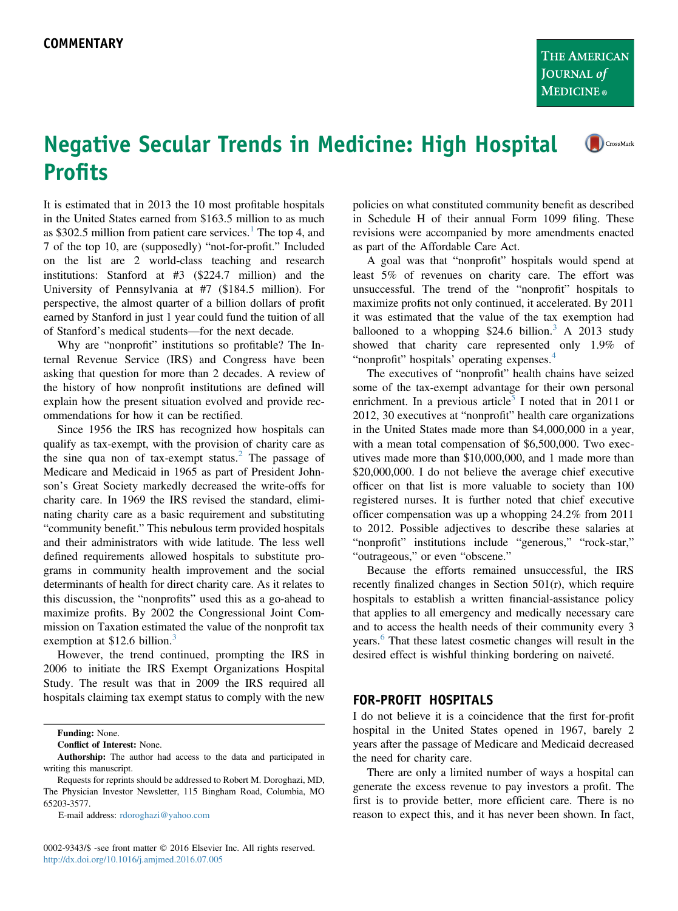COMMENTARY

# Negative Secular Trends in Medicine: High Hospital Profits

It is estimated that in 2013 the 10 most profitable hospitals in the United States earned from $163.5 million to as much as $302.5 million from patient care services.[1] The top 4, and 7 of the top 10, are (supposedly) "not-for-profit." Included on the list are 2 world-class teaching and research institutions: Stanford at #3 ($224.7 million) and the University of Pennsylvania at #7 ($184.5 million). For perspective, the almost quarter of a billion dollars of profit earned by Stanford in just 1 year could fund the tuition of all of Stanford's medical students—for the next decade.

Why are "nonprofit" institutions so profitable? The Internal Revenue Service (IRS) and Congress have been asking that question for more than 2 decades. A review of the history of how nonprofit institutions are defined will explain how the present situation evolved and provide recommendations for how it can be rectified.

Since 1956 the IRS has recognized how hospitals can qualify as tax-exempt, with the provision of charity care as the sine qua non of tax-exempt status.[2] The passage of Medicare and Medicaid in 1965 as part of President Johnson's Great Society markedly decreased the write-offs for charity care. In 1969 the IRS revised the standard, eliminating charity care as a basic requirement and substituting "community benefit." This nebulous term provided hospitals and their administrators with wide latitude. The less well defined requirements allowed hospitals to substitute programs in community health improvement and the social determinants of health for direct charity care. As it relates to this discussion, the "nonprofits" used this as a go-ahead to maximize profits. By 2002 the Congressional Joint Commission on Taxation estimated the value of the nonprofit tax exemption at $12.6 billion.[3]

However, the trend continued, prompting the IRS in 2006 to initiate the IRS Exempt Organizations Hospital Study. The result was that in 2009 the IRS required all hospitals claiming tax exempt status to comply with the new policies on what constituted community benefit as described in Schedule H of their annual Form 1099 filing. These revisions were accompanied by more amendments enacted as part of the Affordable Care Act.

A goal was that "nonprofit" hospitals would spend at least 5% of revenues on charity care. The effort was unsuccessful. The trend of the "nonprofit" hospitals to maximize profits not only continued, it accelerated. By 2011 it was estimated that the value of the tax exemption had ballooned to a whopping $24.6 billion.[3] A 2013 study showed that charity care represented only 1.9% of "nonprofit" hospitals' operating expenses.[4]

The executives of "nonprofit" health chains have seized some of the tax-exempt advantage for their own personal enrichment. In a previous article[5] I noted that in 2011 or 2012, 30 executives at "nonprofit" health care organizations in the United States made more than $4,000,000 in a year, with a mean total compensation of $6,500,000. Two executives made more than $10,000,000, and 1 made more than $20,000,000. I do not believe the average chief executive officer on that list is more valuable to society than 100 registered nurses. It is further noted that chief executive officer compensation was up a whopping 24.2% from 2011 to 2012. Possible adjectives to describe these salaries at "nonprofit" institutions include "generous," "rock-star," "outrageous," or even "obscene."

Because the efforts remained unsuccessful, the IRS recently finalized changes in Section 501(r), which require hospitals to establish a written financial-assistance policy that applies to all emergency and medically necessary care and to access the health needs of their community every 3 years.[6] That these latest cosmetic changes will result in the desired effect is wishful thinking bordering on naiveté.

## FOR-PROFIT HOSPITALS

I do not believe it is a coincidence that the first for-profit hospital in the United States opened in 1967, barely 2 years after the passage of Medicare and Medicaid decreased the need for charity care.

There are only a limited number of ways a hospital can generate the excess revenue to pay investors a profit. The first is to provide better, more efficient care. There is no reason to expect this, and it has never been shown. In fact,

**Funding:** None.

**Conflict of Interest:** None.

**Authorship:** The author had access to the data and participated in writing this manuscript.

Requests for reprints should be addressed to Robert M. Doroghazi, MD, The Physician Investor Newsletter, 115 Bingham Road, Columbia, MO 65203-3577.

E-mail address: rdoroghazi@yahoo.com

0002-9343/$ -see front matter © 2016 Elsevier Inc. All rights reserved.
http://dx.doi.org/10.1016/j.amjmed.2016.07.005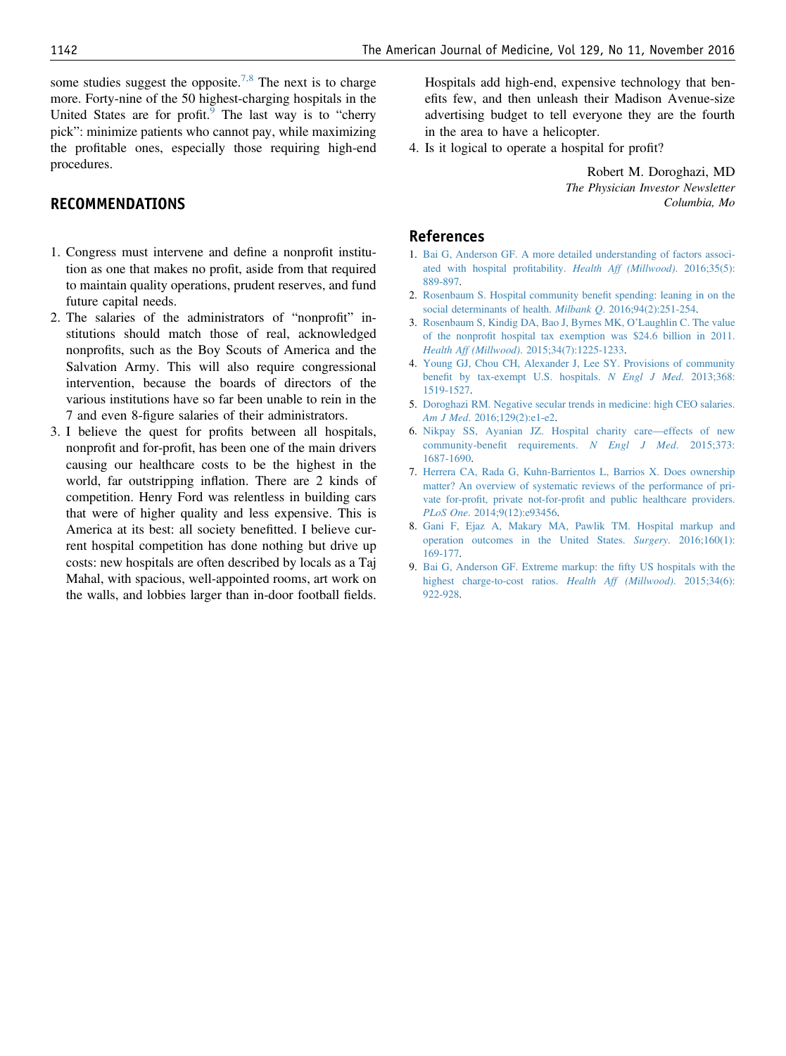some studies suggest the opposite.[7,8] The next is to charge more. Forty-nine of the 50 highest-charging hospitals in the United States are for profit.[9] The last way is to "cherry pick": minimize patients who cannot pay, while maximizing the profitable ones, especially those requiring high-end procedures.

## RECOMMENDATIONS

1. Congress must intervene and define a nonprofit institution as one that makes no profit, aside from that required to maintain quality operations, prudent reserves, and fund future capital needs.
2. The salaries of the administrators of "nonprofit" institutions should match those of real, acknowledged nonprofits, such as the Boy Scouts of America and the Salvation Army. This will also require congressional intervention, because the boards of directors of the various institutions have so far been unable to rein in the 7 and even 8-figure salaries of their administrators.
3. I believe the quest for profits between all hospitals, nonprofit and for-profit, has been one of the main drivers causing our healthcare costs to be the highest in the world, far outstripping inflation. There are 2 kinds of competition. Henry Ford was relentless in building cars that were of higher quality and less expensive. This is America at its best: all society benefitted. I believe current hospital competition has done nothing but drive up costs: new hospitals are often described by locals as a Taj Mahal, with spacious, well-appointed rooms, art work on the walls, and lobbies larger than in-door football fields. Hospitals add high-end, expensive technology that benefits few, and then unleash their Madison Avenue-size advertising budget to tell everyone they are the fourth in the area to have a helicopter.
4. Is it logical to operate a hospital for profit?

Robert M. Doroghazi, MD
*The Physician Investor Newsletter*
*Columbia, Mo*

## References

1. Bai G, Anderson GF. A more detailed understanding of factors associated with hospital profitability. *Health Aff (Millwood)*. 2016;35(5):889-897.
2. Rosenbaum S. Hospital community benefit spending: leaning in on the social determinants of health. *Milbank Q*. 2016;94(2):251-254.
3. Rosenbaum S, Kindig DA, Bao J, Byrnes MK, O'Laughlin C. The value of the nonprofit hospital tax exemption was $24.6 billion in 2011. *Health Aff (Millwood)*. 2015;34(7):1225-1233.
4. Young GJ, Chou CH, Alexander J, Lee SY. Provisions of community benefit by tax-exempt U.S. hospitals. *N Engl J Med*. 2013;368:1519-1527.
5. Doroghazi RM. Negative secular trends in medicine: high CEO salaries. *Am J Med*. 2016;129(2):e1-e2.
6. Nikpay SS, Ayanian JZ. Hospital charity care—effects of new community-benefit requirements. *N Engl J Med*. 2015;373:1687-1690.
7. Herrera CA, Rada G, Kuhn-Barrientos L, Barrios X. Does ownership matter? An overview of systematic reviews of the performance of private for-profit, private not-for-profit and public healthcare providers. *PLoS One*. 2014;9(12):e93456.
8. Gani F, Ejaz A, Makary MA, Pawlik TM. Hospital markup and operation outcomes in the United States. *Surgery*. 2016;160(1):169-177.
9. Bai G, Anderson GF. Extreme markup: the fifty US hospitals with the highest charge-to-cost ratios. *Health Aff (Millwood)*. 2015;34(6):922-928.